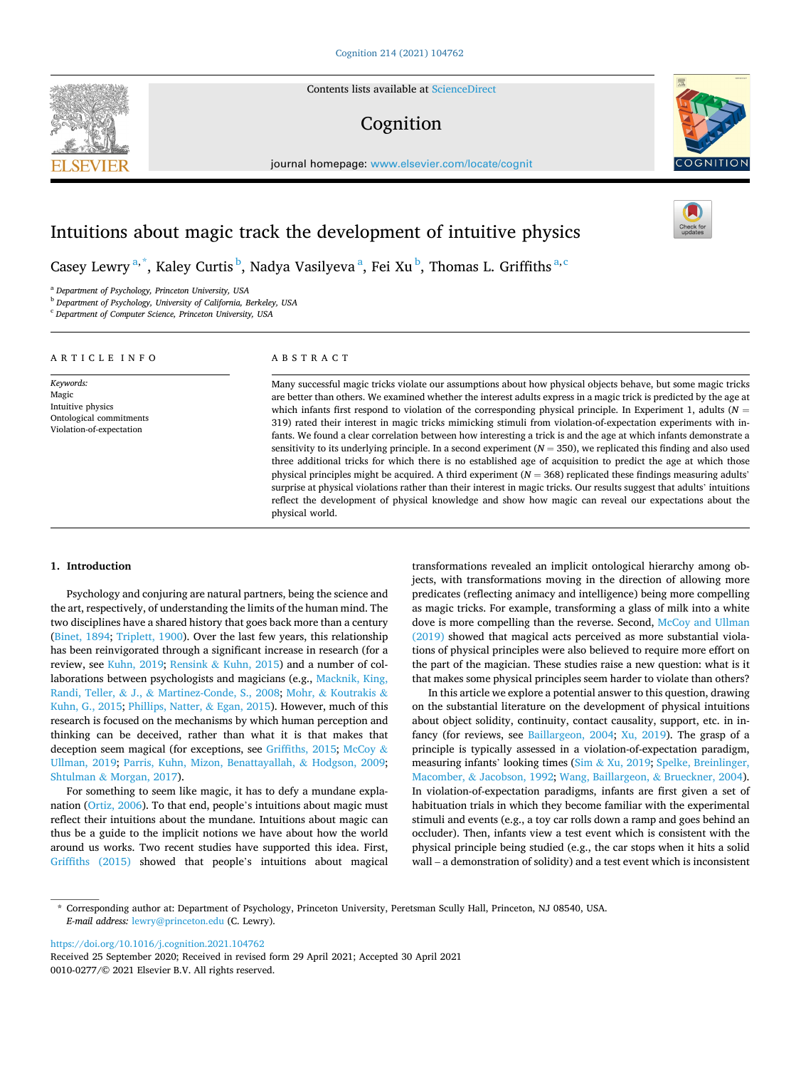Contents lists available at ScienceDirect

# Cognition

journal homepage: www.elsevier.com/locate/cognit

# Intuitions about magic track the development of intuitive physics

Casey Lewry [a,*], Kaley Curtis [b], Nadya Vasilyeva [a], Fei Xu [b], Thomas L. Griffiths [a,c]

[a] Department of Psychology, Princeton University, USA
[b] Department of Psychology, University of California, Berkeley, USA
[c] Department of Computer Science, Princeton University, USA

## ARTICLE INFO

*Keywords:*
Magic
Intuitive physics
Ontological commitments
Violation-of-expectation

## ABSTRACT

Many successful magic tricks violate our assumptions about how physical objects behave, but some magic tricks are better than others. We examined whether the interest adults express in a magic trick is predicted by the age at which infants first respond to violation of the corresponding physical principle. In Experiment 1, adults ($N$ = 319) rated their interest in magic tricks mimicking stimuli from violation-of-expectation experiments with infants. We found a clear correlation between how interesting a trick is and the age at which infants demonstrate a sensitivity to its underlying principle. In a second experiment ($N$ = 350), we replicated this finding and also used three additional tricks for which there is no established age of acquisition to predict the age at which those physical principles might be acquired. A third experiment ($N$ = 368) replicated these findings measuring adults' surprise at physical violations rather than their interest in magic tricks. Our results suggest that adults' intuitions reflect the development of physical knowledge and show how magic can reveal our expectations about the physical world.

## 1. Introduction

Psychology and conjuring are natural partners, being the science and the art, respectively, of understanding the limits of the human mind. The two disciplines have a shared history that goes back more than a century (Binet, 1894; Triplett, 1900). Over the last few years, this relationship has been reinvigorated through a significant increase in research (for a review, see Kuhn, 2019; Rensink & Kuhn, 2015) and a number of collaborations between psychologists and magicians (e.g., Macknik, King, Randi, Teller, & J., & Martinez-Conde, S., 2008; Mohr, & Koutrakis & Kuhn, G., 2015; Phillips, Natter, & Egan, 2015). However, much of this research is focused on the mechanisms by which human perception and thinking can be deceived, rather than what it is that makes that deception seem magical (for exceptions, see Griffiths, 2015; McCoy & Ullman, 2019; Parris, Kuhn, Mizon, Benattayallah, & Hodgson, 2009; Shtulman & Morgan, 2017).

For something to seem like magic, it has to defy a mundane explanation (Ortiz, 2006). To that end, people's intuitions about magic must reflect their intuitions about the mundane. Intuitions about magic can thus be a guide to the implicit notions we have about how the world around us works. Two recent studies have supported this idea. First, Griffiths (2015) showed that people's intuitions about magical transformations revealed an implicit ontological hierarchy among objects, with transformations moving in the direction of allowing more predicates (reflecting animacy and intelligence) being more compelling as magic tricks. For example, transforming a glass of milk into a white dove is more compelling than the reverse. Second, McCoy and Ullman (2019) showed that magical acts perceived as more substantial violations of physical principles were also believed to require more effort on the part of the magician. These studies raise a new question: what is it that makes some physical principles seem harder to violate than others?

In this article we explore a potential answer to this question, drawing on the substantial literature on the development of physical intuitions about object solidity, continuity, contact causality, support, etc. in infancy (for reviews, see Baillargeon, 2004; Xu, 2019). The grasp of a principle is typically assessed in a violation-of-expectation paradigm, measuring infants' looking times (Sim & Xu, 2019; Spelke, Breinlinger, Macomber, & Jacobson, 1992; Wang, Baillargeon, & Brueckner, 2004). In violation-of-expectation paradigms, infants are first given a set of habituation trials in which they become familiar with the experimental stimuli and events (e.g., a toy car rolls down a ramp and goes behind an occluder). Then, infants view a test event which is consistent with the physical principle being studied (e.g., the car stops when it hits a solid wall – a demonstration of solidity) and a test event which is inconsistent

---

* Corresponding author at: Department of Psychology, Princeton University, Peretsman Scully Hall, Princeton, NJ 08540, USA.
*E-mail address:* lewry@princeton.edu (C. Lewry).

https://doi.org/10.1016/j.cognition.2021.104762
Received 25 September 2020; Received in revised form 29 April 2021; Accepted 30 April 2021
0010-0277/© 2021 Elsevier B.V. All rights reserved.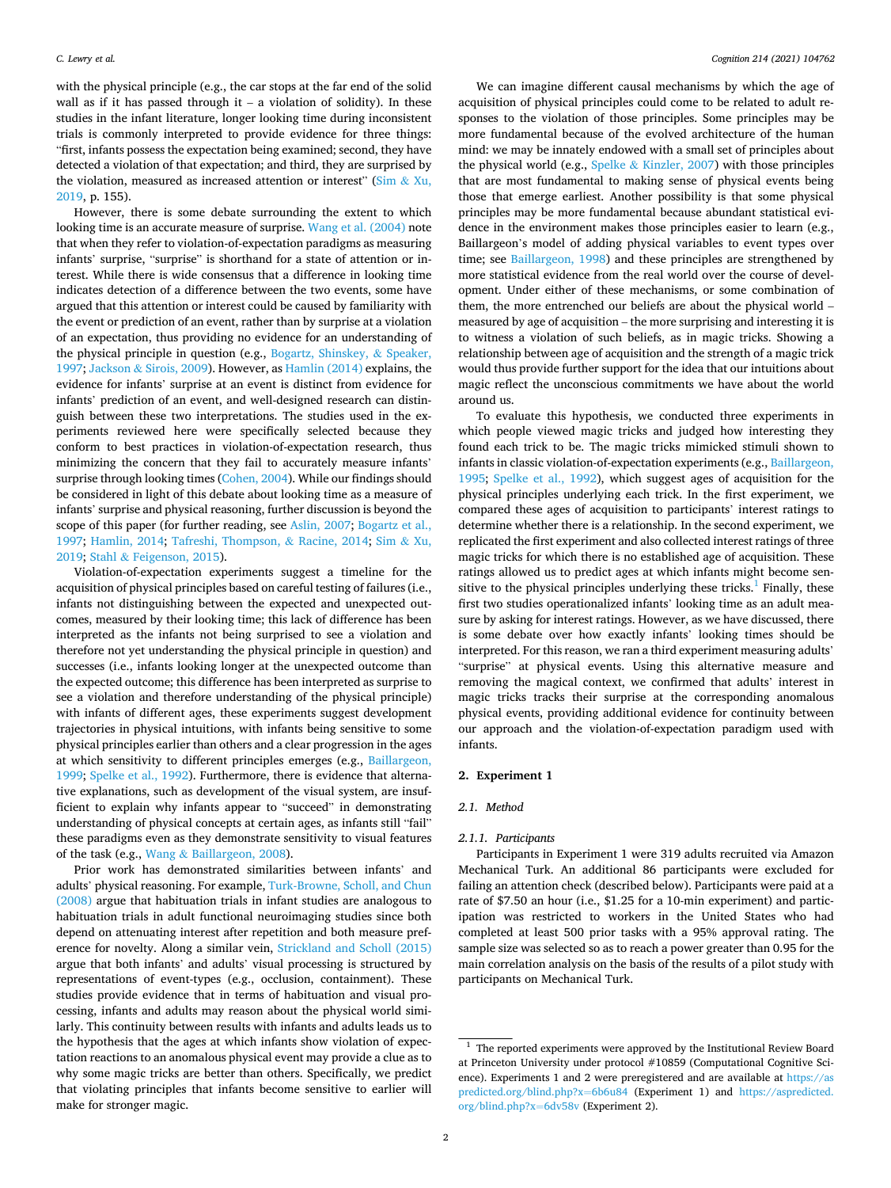with the physical principle (e.g., the car stops at the far end of the solid wall as if it has passed through it – a violation of solidity). In these studies in the infant literature, longer looking time during inconsistent trials is commonly interpreted to provide evidence for three things: "first, infants possess the expectation being examined; second, they have detected a violation of that expectation; and third, they are surprised by the violation, measured as increased attention or interest" (Sim & Xu, 2019, p. 155).

However, there is some debate surrounding the extent to which looking time is an accurate measure of surprise. Wang et al. (2004) note that when they refer to violation-of-expectation paradigms as measuring infants' surprise, "surprise" is shorthand for a state of attention or interest. While there is wide consensus that a difference in looking time indicates detection of a difference between the two events, some have argued that this attention or interest could be caused by familiarity with the event or prediction of an event, rather than by surprise at a violation of an expectation, thus providing no evidence for an understanding of the physical principle in question (e.g., Bogartz, Shinskey, & Speaker, 1997; Jackson & Sirois, 2009). However, as Hamlin (2014) explains, the evidence for infants' surprise at an event is distinct from evidence for infants' prediction of an event, and well-designed research can distinguish between these two interpretations. The studies used in the experiments reviewed here were specifically selected because they conform to best practices in violation-of-expectation research, thus minimizing the concern that they fail to accurately measure infants' surprise through looking times (Cohen, 2004). While our findings should be considered in light of this debate about looking time as a measure of infants' surprise and physical reasoning, further discussion is beyond the scope of this paper (for further reading, see Aslin, 2007; Bogartz et al., 1997; Hamlin, 2014; Tafreshi, Thompson, & Racine, 2014; Sim & Xu, 2019; Stahl & Feigenson, 2015).

Violation-of-expectation experiments suggest a timeline for the acquisition of physical principles based on careful testing of failures (i.e., infants not distinguishing between the expected and unexpected outcomes, measured by their looking time; this lack of difference has been interpreted as the infants not being surprised to see a violation and therefore not yet understanding the physical principle in question) and successes (i.e., infants looking longer at the unexpected outcome than the expected outcome; this difference has been interpreted as surprise to see a violation and therefore understanding of the physical principle) with infants of different ages, these experiments suggest development trajectories in physical intuitions, with infants being sensitive to some physical principles earlier than others and a clear progression in the ages at which sensitivity to different principles emerges (e.g., Baillargeon, 1999; Spelke et al., 1992). Furthermore, there is evidence that alternative explanations, such as development of the visual system, are insufficient to explain why infants appear to "succeed" in demonstrating understanding of physical concepts at certain ages, as infants still "fail" these paradigms even as they demonstrate sensitivity to visual features of the task (e.g., Wang & Baillargeon, 2008).

Prior work has demonstrated similarities between infants' and adults' physical reasoning. For example, Turk-Browne, Scholl, and Chun (2008) argue that habituation trials in infant studies are analogous to habituation trials in adult functional neuroimaging studies since both depend on attenuating interest after repetition and both measure preference for novelty. Along a similar vein, Strickland and Scholl (2015) argue that both infants' and adults' visual processing is structured by representations of event-types (e.g., occlusion, containment). These studies provide evidence that in terms of habituation and visual processing, infants and adults may reason about the physical world similarly. This continuity between results with infants and adults leads us to the hypothesis that the ages at which infants show violation of expectation reactions to an anomalous physical event may provide a clue as to why some magic tricks are better than others. Specifically, we predict that violating principles that infants become sensitive to earlier will make for stronger magic.

We can imagine different causal mechanisms by which the age of acquisition of physical principles could come to be related to adult responses to the violation of those principles. Some principles may be more fundamental because of the evolved architecture of the human mind: we may be innately endowed with a small set of principles about the physical world (e.g., Spelke & Kinzler, 2007) with those principles that are most fundamental to making sense of physical events being those that emerge earliest. Another possibility is that some physical principles may be more fundamental because abundant statistical evidence in the environment makes those principles easier to learn (e.g., Baillargeon's model of adding physical variables to event types over time; see Baillargeon, 1998) and these principles are strengthened by more statistical evidence from the real world over the course of development. Under either of these mechanisms, or some combination of them, the more entrenched our beliefs are about the physical world – measured by age of acquisition – the more surprising and interesting it is to witness a violation of such beliefs, as in magic tricks. Showing a relationship between age of acquisition and the strength of a magic trick would thus provide further support for the idea that our intuitions about magic reflect the unconscious commitments we have about the world around us.

To evaluate this hypothesis, we conducted three experiments in which people viewed magic tricks and judged how interesting they found each trick to be. The magic tricks mimicked stimuli shown to infants in classic violation-of-expectation experiments (e.g., Baillargeon, 1995; Spelke et al., 1992), which suggest ages of acquisition for the physical principles underlying each trick. In the first experiment, we compared these ages of acquisition to participants' interest ratings to determine whether there is a relationship. In the second experiment, we replicated the first experiment and also collected interest ratings of three magic tricks for which there is no established age of acquisition. These ratings allowed us to predict ages at which infants might become sensitive to the physical principles underlying these tricks.[1] Finally, these first two studies operationalized infants' looking time as an adult measure by asking for interest ratings. However, as we have discussed, there is some debate over how exactly infants' looking times should be interpreted. For this reason, we ran a third experiment measuring adults' "surprise" at physical events. Using this alternative measure and removing the magical context, we confirmed that adults' interest in magic tricks tracks their surprise at the corresponding anomalous physical events, providing additional evidence for continuity between our approach and the violation-of-expectation paradigm used with infants.

## 2. Experiment 1

### 2.1. Method

#### 2.1.1. Participants

Participants in Experiment 1 were 319 adults recruited via Amazon Mechanical Turk. An additional 86 participants were excluded for failing an attention check (described below). Participants were paid at a rate of $7.50 an hour (i.e., $1.25 for a 10-min experiment) and participation was restricted to workers in the United States who had completed at least 500 prior tasks with a 95% approval rating. The sample size was selected so as to reach a power greater than 0.95 for the main correlation analysis on the basis of the results of a pilot study with participants on Mechanical Turk.

---

[1] The reported experiments were approved by the Institutional Review Board at Princeton University under protocol #10859 (Computational Cognitive Science). Experiments 1 and 2 were preregistered and are available at https://aspredicted.org/blind.php?x=6b6u84 (Experiment 1) and https://aspredicted.org/blind.php?x=6dv58v (Experiment 2).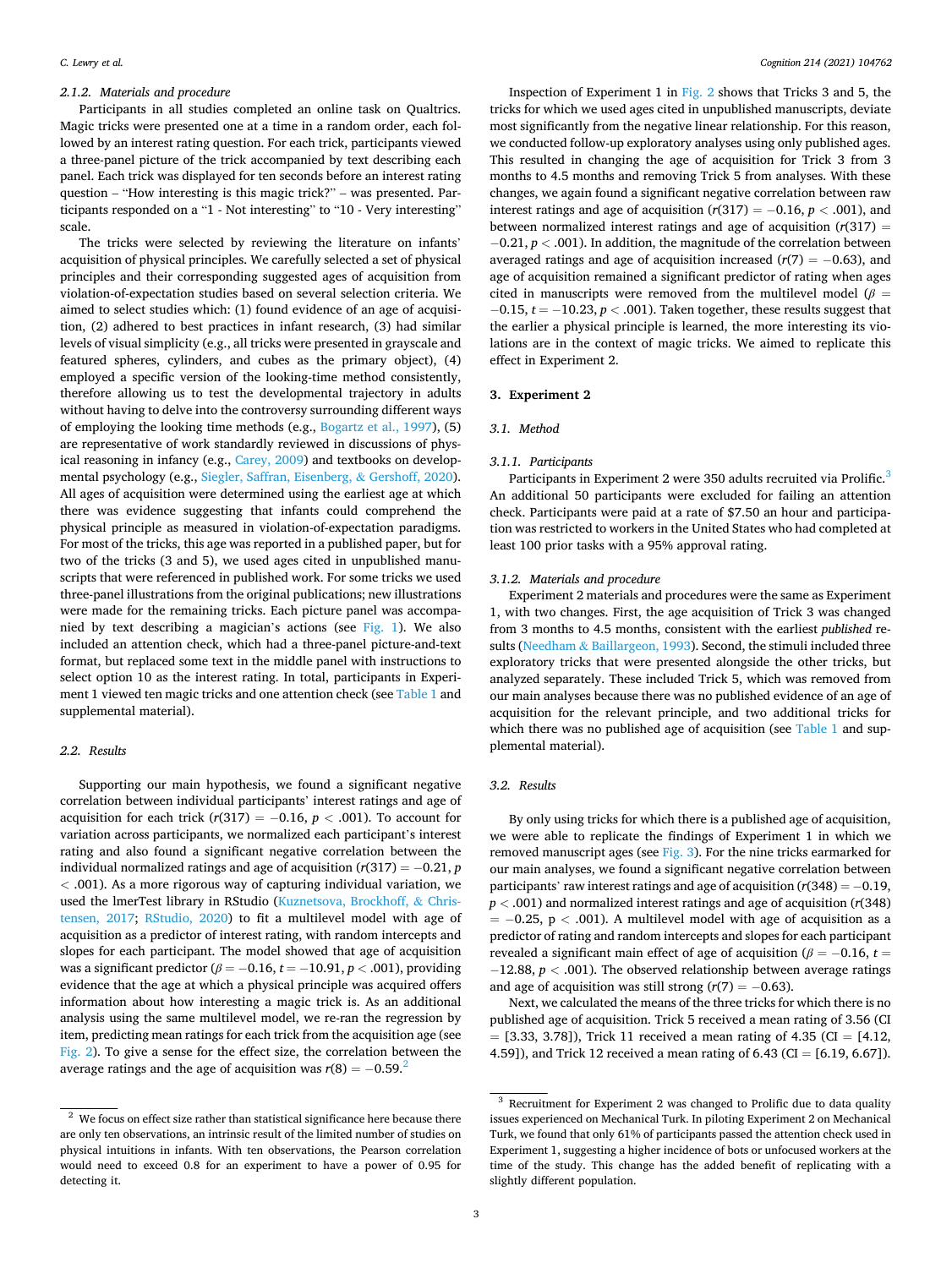### 2.1.2. Materials and procedure

Participants in all studies completed an online task on Qualtrics. Magic tricks were presented one at a time in a random order, each followed by an interest rating question. For each trick, participants viewed a three-panel picture of the trick accompanied by text describing each panel. Each trick was displayed for ten seconds before an interest rating question – "How interesting is this magic trick?" – was presented. Participants responded on a "1 - Not interesting" to "10 - Very interesting" scale.

The tricks were selected by reviewing the literature on infants' acquisition of physical principles. We carefully selected a set of physical principles and their corresponding suggested ages of acquisition from violation-of-expectation studies based on several selection criteria. We aimed to select studies which: (1) found evidence of an age of acquisition, (2) adhered to best practices in infant research, (3) had similar levels of visual simplicity (e.g., all tricks were presented in grayscale and featured spheres, cylinders, and cubes as the primary object), (4) employed a specific version of the looking-time method consistently, therefore allowing us to test the developmental trajectory in adults without having to delve into the controversy surrounding different ways of employing the looking time methods (e.g., Bogartz et al., 1997), (5) are representative of work standardly reviewed in discussions of physical reasoning in infancy (e.g., Carey, 2009) and textbooks on developmental psychology (e.g., Siegler, Saffran, Eisenberg, & Gershoff, 2020). All ages of acquisition were determined using the earliest age at which there was evidence suggesting that infants could comprehend the physical principle as measured in violation-of-expectation paradigms. For most of the tricks, this age was reported in a published paper, but for two of the tricks (3 and 5), we used ages cited in unpublished manuscripts that were referenced in published work. For some tricks we used three-panel illustrations from the original publications; new illustrations were made for the remaining tricks. Each picture panel was accompanied by text describing a magician's actions (see Fig. 1). We also included an attention check, which had a three-panel picture-and-text format, but replaced some text in the middle panel with instructions to select option 10 as the interest rating. In total, participants in Experiment 1 viewed ten magic tricks and one attention check (see Table 1 and supplemental material).

## 2.2. Results

Supporting our main hypothesis, we found a significant negative correlation between individual participants' interest ratings and age of acquisition for each trick ($r(317) = -0.16$, $p < .001$). To account for variation across participants, we normalized each participant's interest rating and also found a significant negative correlation between the individual normalized ratings and age of acquisition ($r(317) = -0.21$, $p < .001$). As a more rigorous way of capturing individual variation, we used the lmerTest library in RStudio (Kuznetsova, Brockhoff, & Christensen, 2017; RStudio, 2020) to fit a multilevel model with age of acquisition as a predictor of interest rating, with random intercepts and slopes for each participant. The model showed that age of acquisition was a significant predictor ($\beta = -0.16$, $t = -10.91$, $p < .001$), providing evidence that the age at which a physical principle was acquired offers information about how interesting a magic trick is. As an additional analysis using the same multilevel model, we re-ran the regression by item, predicting mean ratings for each trick from the acquisition age (see Fig. 2). To give a sense for the effect size, the correlation between the average ratings and the age of acquisition was $r(8) = -0.59$.[2]

Inspection of Experiment 1 in Fig. 2 shows that Tricks 3 and 5, the tricks for which we used ages cited in unpublished manuscripts, deviate most significantly from the negative linear relationship. For this reason, we conducted follow-up exploratory analyses using only published ages. This resulted in changing the age of acquisition for Trick 3 from 3 months to 4.5 months and removing Trick 5 from analyses. With these changes, we again found a significant negative correlation between raw interest ratings and age of acquisition ($r(317) = -0.16$, $p < .001$), and between normalized interest ratings and age of acquisition ($r(317) = -0.21$, $p < .001$). In addition, the magnitude of the correlation between averaged ratings and age of acquisition increased ($r(7) = -0.63$), and age of acquisition remained a significant predictor of rating when ages cited in manuscripts were removed from the multilevel model ($\beta = -0.15$, $t = -10.23$, $p < .001$). Taken together, these results suggest that the earlier a physical principle is learned, the more interesting its violations are in the context of magic tricks. We aimed to replicate this effect in Experiment 2.

# 3. Experiment 2

## 3.1. Method

### 3.1.1. Participants

Participants in Experiment 2 were 350 adults recruited via Prolific.[3] An additional 50 participants were excluded for failing an attention check. Participants were paid at a rate of $7.50 an hour and participation was restricted to workers in the United States who had completed at least 100 prior tasks with a 95% approval rating.

### 3.1.2. Materials and procedure

Experiment 2 materials and procedures were the same as Experiment 1, with two changes. First, the age acquisition of Trick 3 was changed from 3 months to 4.5 months, consistent with the earliest *published* results (Needham & Baillargeon, 1993). Second, the stimuli included three exploratory tricks that were presented alongside the other tricks, but analyzed separately. These included Trick 5, which was removed from our main analyses because there was no published evidence of an age of acquisition for the relevant principle, and two additional tricks for which there was no published age of acquisition (see Table 1 and supplemental material).

## 3.2. Results

By only using tricks for which there is a published age of acquisition, we were able to replicate the findings of Experiment 1 in which we removed manuscript ages (see Fig. 3). For the nine tricks earmarked for our main analyses, we found a significant negative correlation between participants' raw interest ratings and age of acquisition ($r(348) = -0.19$, $p < .001$) and normalized interest ratings and age of acquisition ($r(348) = -0.25$, $p < .001$). A multilevel model with age of acquisition as a predictor of rating and random intercepts and slopes for each participant revealed a significant main effect of age of acquisition ($\beta = -0.16$, $t = -12.88$, $p < .001$). The observed relationship between average ratings and age of acquisition was still strong ($r(7) = -0.63$).

Next, we calculated the means of the three tricks for which there is no published age of acquisition. Trick 5 received a mean rating of 3.56 (CI = [3.33, 3.78]), Trick 11 received a mean rating of 4.35 (CI = [4.12, 4.59]), and Trick 12 received a mean rating of 6.43 (CI = [6.19, 6.67]).

---

[2] We focus on effect size rather than statistical significance here because there are only ten observations, an intrinsic result of the limited number of studies on physical intuitions in infants. With ten observations, the Pearson correlation would need to exceed 0.8 for an experiment to have a power of 0.95 for detecting it.

[3] Recruitment for Experiment 2 was changed to Prolific due to data quality issues experienced on Mechanical Turk. In piloting Experiment 2 on Mechanical Turk, we found that only 61% of participants passed the attention check used in Experiment 1, suggesting a higher incidence of bots or unfocused workers at the time of the study. This change has the added benefit of replicating with a slightly different population.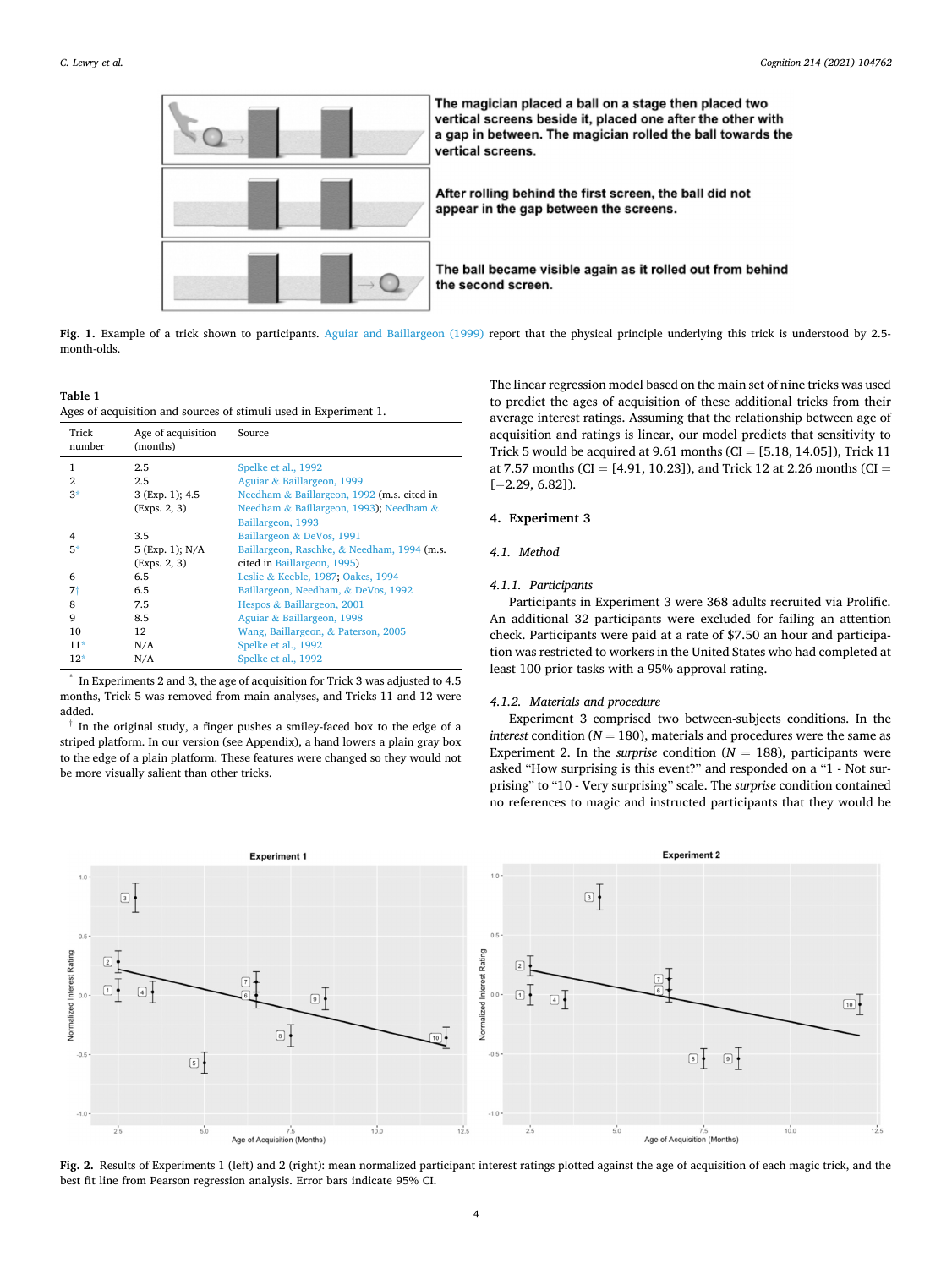The magician placed a ball on a stage then placed two vertical screens beside it, placed one after the other with a gap in between. The magician rolled the ball towards the vertical screens.

After rolling behind the first screen, the ball did not appear in the gap between the screens.

The ball became visible again as it rolled out from behind the second screen.

**Fig. 1.** Example of a trick shown to participants. Aguiar and Baillargeon (1999) report that the physical principle underlying this trick is understood by 2.5-month-olds.

**Table 1**
Ages of acquisition and sources of stimuli used in Experiment 1.

| Trick number | Age of acquisition (months) | Source |
|---|---|---|
| 1 | 2.5 | Spelke et al., 1992 |
| 2 | 2.5 | Aguiar & Baillargeon, 1999 |
| 3* | 3 (Exp. 1); 4.5 (Exps. 2, 3) | Needham & Baillargeon, 1992 (m.s. cited in Needham & Baillargeon, 1993); Needham & Baillargeon, 1993 |
| 4 | 3.5 | Baillargeon & DeVos, 1991 |
| 5* | 5 (Exp. 1); N/A (Exps. 2, 3) | Baillargeon, Raschke, & Needham, 1994 (m.s. cited in Baillargeon, 1995) |
| 6 | 6.5 | Leslie & Keeble, 1987; Oakes, 1994 |
| 7† | 6.5 | Baillargeon, Needham, & DeVos, 1992 |
| 8 | 7.5 | Hespos & Baillargeon, 2001 |
| 9 | 8.5 | Aguiar & Baillargeon, 1998 |
| 10 | 12 | Wang, Baillargeon, & Paterson, 2005 |
| 11* | N/A | Spelke et al., 1992 |
| 12* | N/A | Spelke et al., 1992 |

\* In Experiments 2 and 3, the age of acquisition for Trick 3 was adjusted to 4.5 months, Trick 5 was removed from main analyses, and Tricks 11 and 12 were added.

† In the original study, a finger pushes a smiley-faced box to the edge of a striped platform. In our version (see Appendix), a hand lowers a plain gray box to the edge of a plain platform. These features were changed so they would not be more visually salient than other tricks.

The linear regression model based on the main set of nine tricks was used to predict the ages of acquisition of these additional tricks from their average interest ratings. Assuming that the relationship between age of acquisition and ratings is linear, our model predicts that sensitivity to Trick 5 would be acquired at 9.61 months (CI = [5.18, 14.05]), Trick 11 at 7.57 months (CI = [4.91, 10.23]), and Trick 12 at 2.26 months (CI = [−2.29, 6.82]).

## 4. Experiment 3

### 4.1. Method

#### 4.1.1. Participants

Participants in Experiment 3 were 368 adults recruited via Prolific. An additional 32 participants were excluded for failing an attention check. Participants were paid at a rate of $7.50 an hour and participation was restricted to workers in the United States who had completed at least 100 prior tasks with a 95% approval rating.

#### 4.1.2. Materials and procedure

Experiment 3 comprised two between-subjects conditions. In the *interest* condition ($N = 180$), materials and procedures were the same as Experiment 2. In the *surprise* condition ($N = 188$), participants were asked "How surprising is this event?" and responded on a "1 - Not surprising" to "10 - Very surprising" scale. The *surprise* condition contained no references to magic and instructed participants that they would be

**Fig. 2.** Results of Experiments 1 (left) and 2 (right): mean normalized participant interest ratings plotted against the age of acquisition of each magic trick, and the best fit line from Pearson regression analysis. Error bars indicate 95% CI.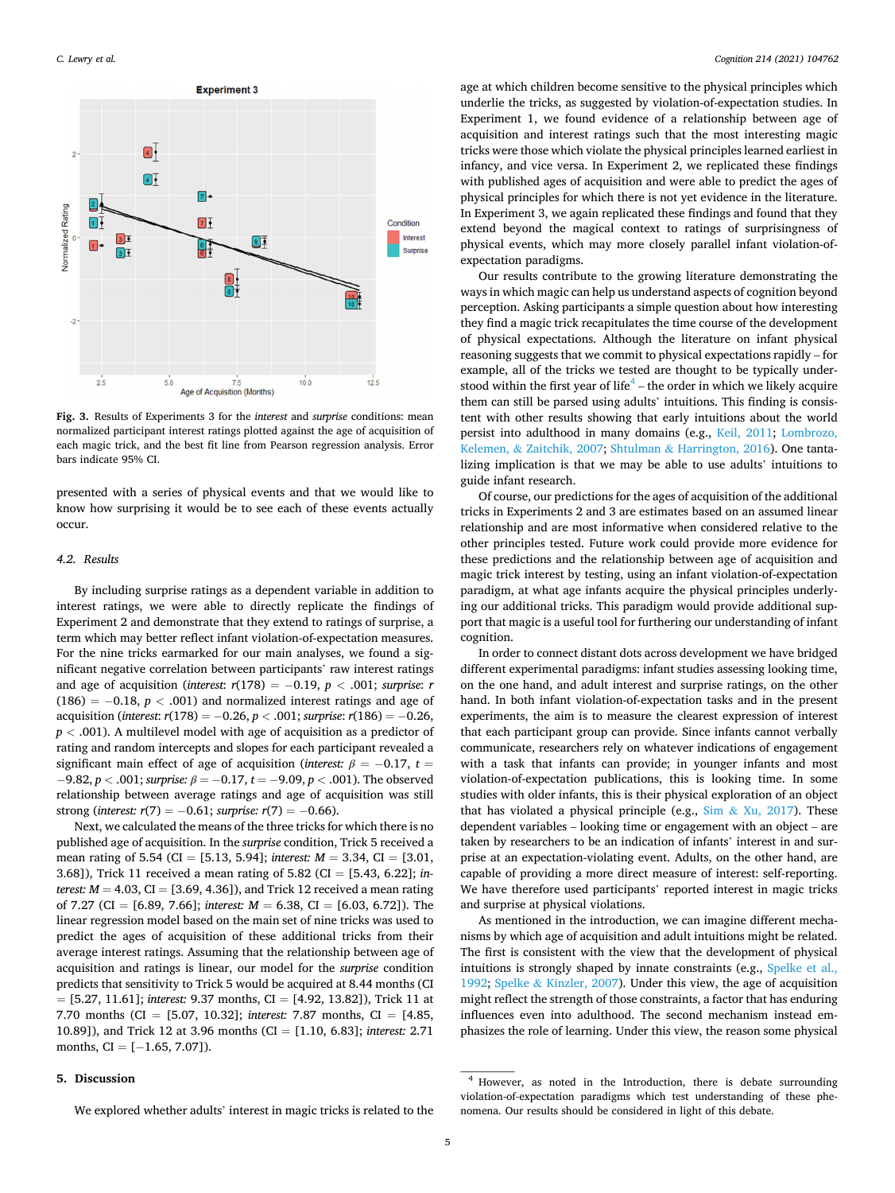Fig. 3. Results of Experiments 3 for the *interest* and *surprise* conditions: mean normalized participant interest ratings plotted against the age of acquisition of each magic trick, and the best fit line from Pearson regression analysis. Error bars indicate 95% CI.

presented with a series of physical events and that we would like to know how surprising it would be to see each of these events actually occur.

### 4.2. Results

By including surprise ratings as a dependent variable in addition to interest ratings, we were able to directly replicate the findings of Experiment 2 and demonstrate that they extend to ratings of surprise, a term which may better reflect infant violation-of-expectation measures. For the nine tricks earmarked for our main analyses, we found a significant negative correlation between participants' raw interest ratings and age of acquisition (*interest*: $r(178) = -0.19$, $p < .001$; *surprise*: $r(186) = -0.18$, $p < .001$) and normalized interest ratings and age of acquisition (*interest*: $r(178) = -0.26$, $p < .001$; *surprise*: $r(186) = -0.26$, $p < .001$). A multilevel model with age of acquisition as a predictor of rating and random intercepts and slopes for each participant revealed a significant main effect of age of acquisition (*interest*: $\beta = -0.17$, $t = -9.82$, $p < .001$; *surprise*: $\beta = -0.17$, $t = -9.09$, $p < .001$). The observed relationship between average ratings and age of acquisition was still strong (*interest*: $r(7) = -0.61$; *surprise*: $r(7) = -0.66$).

Next, we calculated the means of the three tricks for which there is no published age of acquisition. In the *surprise* condition, Trick 5 received a mean rating of 5.54 (CI = [5.13, 5.94]; *interest*: $M = 3.34$, CI = [3.01, 3.68]), Trick 11 received a mean rating of 5.82 (CI = [5.43, 6.22]; *interest*: $M = 4.03$, CI = [3.69, 4.36]), and Trick 12 received a mean rating of 7.27 (CI = [6.89, 7.66]; *interest*: $M = 6.38$, CI = [6.03, 6.72]). The linear regression model based on the main set of nine tricks was used to predict the ages of acquisition of these additional tricks from their average interest ratings. Assuming that the relationship between age of acquisition and ratings is linear, our model for the *surprise* condition predicts that sensitivity to Trick 5 would be acquired at 8.44 months (CI = [5.27, 11.61]; *interest:* 9.37 months, CI = [4.92, 13.82]), Trick 11 at 7.70 months (CI = [5.07, 10.32]; *interest:* 7.87 months, CI = [4.85, 10.89]), and Trick 12 at 3.96 months (CI = [1.10, 6.83]; *interest:* 2.71 months, CI = [−1.65, 7.07]).

## 5. Discussion

We explored whether adults' interest in magic tricks is related to the age at which children become sensitive to the physical principles which underlie the tricks, as suggested by violation-of-expectation studies. In Experiment 1, we found evidence of a relationship between age of acquisition and interest ratings such that the most interesting magic tricks were those which violate the physical principles learned earliest in infancy, and vice versa. In Experiment 2, we replicated these findings with published ages of acquisition and were able to predict the ages of physical principles for which there is not yet evidence in the literature. In Experiment 3, we again replicated these findings and found that they extend beyond the magical context to ratings of surprisingness of physical events, which may more closely parallel infant violation-of-expectation paradigms.

Our results contribute to the growing literature demonstrating the ways in which magic can help us understand aspects of cognition beyond perception. Asking participants a simple question about how interesting they find a magic trick recapitulates the time course of the development of physical expectations. Although the literature on infant physical reasoning suggests that we commit to physical expectations rapidly – for example, all of the tricks we tested are thought to be typically understood within the first year of life[4] – the order in which we likely acquire them can still be parsed using adults' intuitions. This finding is consistent with other results showing that early intuitions about the world persist into adulthood in many domains (e.g., Keil, 2011; Lombrozo, Kelemen, & Zaitchik, 2007; Shtulman & Harrington, 2016). One tantalizing implication is that we may be able to use adults' intuitions to guide infant research.

Of course, our predictions for the ages of acquisition of the additional tricks in Experiments 2 and 3 are estimates based on an assumed linear relationship and are most informative when considered relative to the other principles tested. Future work could provide more evidence for these predictions and the relationship between age of acquisition and magic trick interest by testing, using an infant violation-of-expectation paradigm, at what age infants acquire the physical principles underlying our additional tricks. This paradigm would provide additional support that magic is a useful tool for furthering our understanding of infant cognition.

In order to connect distant dots across development we have bridged different experimental paradigms: infant studies assessing looking time, on the one hand, and adult interest and surprise ratings, on the other hand. In both infant violation-of-expectation tasks and in the present experiments, the aim is to measure the clearest expression of interest that each participant group can provide. Since infants cannot verbally communicate, researchers rely on whatever indications of engagement with a task that infants can provide; in younger infants and most violation-of-expectation publications, this is looking time. In some studies with older infants, this is their physical exploration of an object that has violated a physical principle (e.g., Sim & Xu, 2017). These dependent variables – looking time or engagement with an object – are taken by researchers to be an indication of infants' interest in and surprise at an expectation-violating event. Adults, on the other hand, are capable of providing a more direct measure of interest: self-reporting. We have therefore used participants' reported interest in magic tricks and surprise at physical violations.

As mentioned in the introduction, we can imagine different mechanisms by which age of acquisition and adult intuitions might be related. The first is consistent with the view that the development of physical intuitions is strongly shaped by innate constraints (e.g., Spelke et al., 1992; Spelke & Kinzler, 2007). Under this view, the age of acquisition might reflect the strength of those constraints, a factor that has enduring influences even into adulthood. The second mechanism instead emphasizes the role of learning. Under this view, the reason some physical

[4] However, as noted in the Introduction, there is debate surrounding violation-of-expectation paradigms which test understanding of these phenomena. Our results should be considered in light of this debate.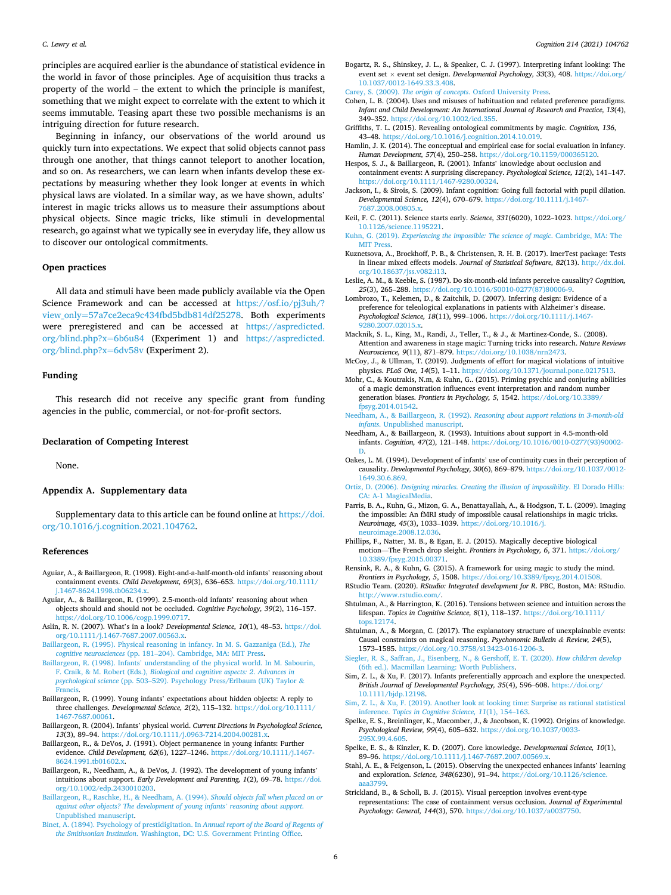principles are acquired earlier is the abundance of statistical evidence in the world in favor of those principles. Age of acquisition thus tracks a property of the world – the extent to which the principle is manifest, something that we might expect to correlate with the extent to which it seems immutable. Teasing apart these two possible mechanisms is an intriguing direction for future research.

Beginning in infancy, our observations of the world around us quickly turn into expectations. We expect that solid objects cannot pass through one another, that things cannot teleport to another location, and so on. As researchers, we can learn when infants develop these expectations by measuring whether they look longer at events in which physical laws are violated. In a similar way, as we have shown, adults' interest in magic tricks allows us to measure their assumptions about physical objects. Since magic tricks, like stimuli in developmental research, go against what we typically see in everyday life, they allow us to discover our ontological commitments.

## Open practices

All data and stimuli have been made publicly available via the Open Science Framework and can be accessed at https://osf.io/pj3uh/?view_only=57a7ce2eca9c434fbd5bdb814df25278. Both experiments were preregistered and can be accessed at https://aspredicted.org/blind.php?x=6b6u84 (Experiment 1) and https://aspredicted.org/blind.php?x=6dv58v (Experiment 2).

## Funding

This research did not receive any specific grant from funding agencies in the public, commercial, or not-for-profit sectors.

## Declaration of Competing Interest

None.

## Appendix A. Supplementary data

Supplementary data to this article can be found online at https://doi.org/10.1016/j.cognition.2021.104762.

## References

Aguiar, A., & Baillargeon, R. (1998). Eight-and-a-half-month-old infants' reasoning about containment events. *Child Development, 69*(3), 636–653. https://doi.org/10.1111/j.1467-8624.1998.tb06234.x.

Aguiar, A., & Baillargeon, R. (1999). 2.5-month-old infants' reasoning about when objects should and should not be occluded. *Cognitive Psychology, 39*(2), 116–157. https://doi.org/10.1006/cogp.1999.0717.

Aslin, R. N. (2007). What's in a look? *Developmental Science, 10*(1), 48–53. https://doi.org/10.1111/j.1467-7687.2007.00563.x.

Baillargeon, R. (1995). Physical reasoning in infancy. In M. S. Gazzaniga (Ed.), *The cognitive neurosciences* (pp. 181–204). Cambridge, MA: MIT Press.

Baillargeon, R. (1998). Infants' understanding of the physical world. In M. Sabourin, F. Craik, & M. Robert (Eds.), *Biological and cognitive aspects: 2. Advances in psychological science* (pp. 503–529). Psychology Press/Erlbaum (UK) Taylor & Francis.

Baillargeon, R. (1999). Young infants' expectations about hidden objects: A reply to three challenges. *Developmental Science, 2*(2), 115–132. https://doi.org/10.1111/1467-7687.00061.

Baillargeon, R. (2004). Infants' physical world. *Current Directions in Psychological Science, 13*(3), 89–94. https://doi.org/10.1111/j.0963-7214.2004.00281.x.

Baillargeon, R., & DeVos, J. (1991). Object permanence in young infants: Further evidence. *Child Development, 62*(6), 1227–1246. https://doi.org/10.1111/j.1467-8624.1991.tb01602.x.

Baillargeon, R., Needham, A., & DeVos, J. (1992). The development of young infants' intuitions about support. *Early Development and Parenting, 1*(2), 69–78. https://doi.org/10.1002/edp.2430010203.

Baillargeon, R., Raschke, H., & Needham, A. (1994). *Should objects fall when placed on or against other objects? The development of young infants' reasoning about support.* Unpublished manuscript.

Binet, A. (1894). Psychology of prestidigitation. In *Annual report of the Board of Regents of the Smithsonian Institution.* Washington, DC: U.S. Government Printing Office.

Bogartz, R. S., Shinskey, J. L., & Speaker, C. J. (1997). Interpreting infant looking: The event set × event set design. *Developmental Psychology, 33*(3), 408. https://doi.org/10.1037/0012-1649.33.3.408.

Carey, S. (2009). *The origin of concepts.* Oxford University Press.

Cohen, L. B. (2004). Uses and misuses of habituation and related preference paradigms. *Infant and Child Development: An International Journal of Research and Practice, 13*(4), 349–352. https://doi.org/10.1002/icd.355.

Griffiths, T. L. (2015). Revealing ontological commitments by magic. *Cognition, 136*, 43–48. https://doi.org/10.1016/j.cognition.2014.10.019.

Hamlin, J. K. (2014). The conceptual and empirical case for social evaluation in infancy. *Human Development, 57*(4), 250–258. https://doi.org/10.1159/000365120.

Hespos, S. J., & Baillargeon, R. (2001). Infants' knowledge about occlusion and containment events: A surprising discrepancy. *Psychological Science, 12*(2), 141–147. https://doi.org/10.1111/1467-9280.00324.

Jackson, I., & Sirois, S. (2009). Infant cognition: Going full factorial with pupil dilation. *Developmental Science, 12*(4), 670–679. https://doi.org/10.1111/j.1467-7687.2008.00805.x.

Keil, F. C. (2011). Science starts early. *Science, 331*(6020), 1022–1023. https://doi.org/10.1126/science.1195221.

Kuhn, G. (2019). *Experiencing the impossible: The science of magic.* Cambridge, MA: The MIT Press.

Kuznetsova, A., Brockhoff, P. B., & Christensen, R. H. B. (2017). lmerTest package: Tests in linear mixed effects models. *Journal of Statistical Software, 82*(13). http://dx.doi.org/10.18637/jss.v082.i13.

Leslie, A. M., & Keeble, S. (1987). Do six-month-old infants perceive causality? *Cognition, 25*(3), 265–288. https://doi.org/10.1016/S0010-0277(87)80006-9.

Lombrozo, T., Kelemen, D., & Zaitchik, D. (2007). Inferring design: Evidence of a preference for teleological explanations in patients with Alzheimer's disease. *Psychological Science, 18*(11), 999–1006. https://doi.org/10.1111/j.1467-9280.2007.02015.x.

Macknik, S. L., King, M., Randi, J., Teller, T., & J., & Martinez-Conde, S.. (2008). Attention and awareness in stage magic: Turning tricks into research. *Nature Reviews Neuroscience, 9*(11), 871–879. https://doi.org/10.1038/nrn2473.

McCoy, J., & Ullman, T. (2019). Judgments of effort for magical violations of intuitive physics. *PLoS One, 14*(5), 1–11. https://doi.org/10.1371/journal.pone.0217513.

Mohr, C., & Koutrakis, N.m, & Kuhn, G.. (2015). Priming psychic and conjuring abilities of a magic demonstration influences event interpretation and random number generation biases. *Frontiers in Psychology, 5*, 1542. https://doi.org/10.3389/fpsyg.2014.01542.

Needham, A., & Baillargeon, R. (1992). *Reasoning about support relations in 3-month-old infants.* Unpublished manuscript.

Needham, A., & Baillargeon, R. (1993). Intuitions about support in 4.5-month-old infants. *Cognition, 47*(2), 121–148. https://doi.org/10.1016/0010-0277(93)90002-D.

Oakes, L. M. (1994). Development of infants' use of continuity cues in their perception of causality. *Developmental Psychology, 30*(6), 869–879. https://doi.org/10.1037/0012-1649.30.6.869.

Ortiz, D. (2006). *Designing miracles. Creating the illusion of impossibility.* El Dorado Hills: CA: A-1 MagicalMedia.

Parris, B. A., Kuhn, G., Mizon, G. A., Benattayallah, A., & Hodgson, T. L. (2009). Imaging the impossible: An fMRI study of impossible causal relationships in magic tricks. *Neuroimage, 45*(3), 1033–1039. https://doi.org/10.1016/j.neuroimage.2008.12.036.

Phillips, F., Natter, M. B., & Egan, E. J. (2015). Magically deceptive biological motion—The French drop sleight. *Frontiers in Psychology, 6*, 371. https://doi.org/10.3389/fpsyg.2015.00371.

Rensink, R. A., & Kuhn, G. (2015). A framework for using magic to study the mind. *Frontiers in Psychology, 5*, 1508. https://doi.org/10.3389/fpsyg.2014.01508.

RStudio Team. (2020). *RStudio: Integrated development for R.* PBC, Boston, MA: RStudio. http://www.rstudio.com/.

Shtulman, A., & Harrington, K. (2016). Tensions between science and intuition across the lifespan. *Topics in Cognitive Science, 8*(1), 118–137. https://doi.org/10.1111/tops.12174.

Shtulman, A., & Morgan, C. (2017). The explanatory structure of unexplainable events: Causal constraints on magical reasoning. *Psychonomic Bulletin & Review, 24*(5), 1573–1585. https://doi.org/10.3758/s13423-016-1206-3.

Siegler, R. S., Saffran, J., Eisenberg, N., & Gershoff, E. T. (2020). *How children develop* (6th ed.). Macmillan Learning: Worth Publishers.

Sim, Z. L., & Xu, F. (2017). Infants preferentially approach and explore the unexpected. *British Journal of Developmental Psychology, 35*(4), 596–608. https://doi.org/10.1111/bjdp.12198.

Sim, Z. L., & Xu, F. (2019). Another look at looking time: Surprise as rational statistical inference. *Topics in Cognitive Science, 11*(1), 154–163.

Spelke, E. S., Breinlinger, K., Macomber, J., & Jacobson, K. (1992). Origins of knowledge. *Psychological Review, 99*(4), 605–632. https://doi.org/10.1037/0033-295X.99.4.605.

Spelke, E. S., & Kinzler, K. D. (2007). Core knowledge. *Developmental Science, 10*(1), 89–96. https://doi.org/10.1111/j.1467-7687.2007.00569.x.

Stahl, A. E., & Feigenson, L. (2015). Observing the unexpected enhances infants' learning and exploration. *Science, 348*(6230), 91–94. https://doi.org/10.1126/science.aaa3799.

Strickland, B., & Scholl, B. J. (2015). Visual perception involves event-type representations: The case of containment versus occlusion. *Journal of Experimental Psychology: General, 144*(3), 570. https://doi.org/10.1037/a0037750.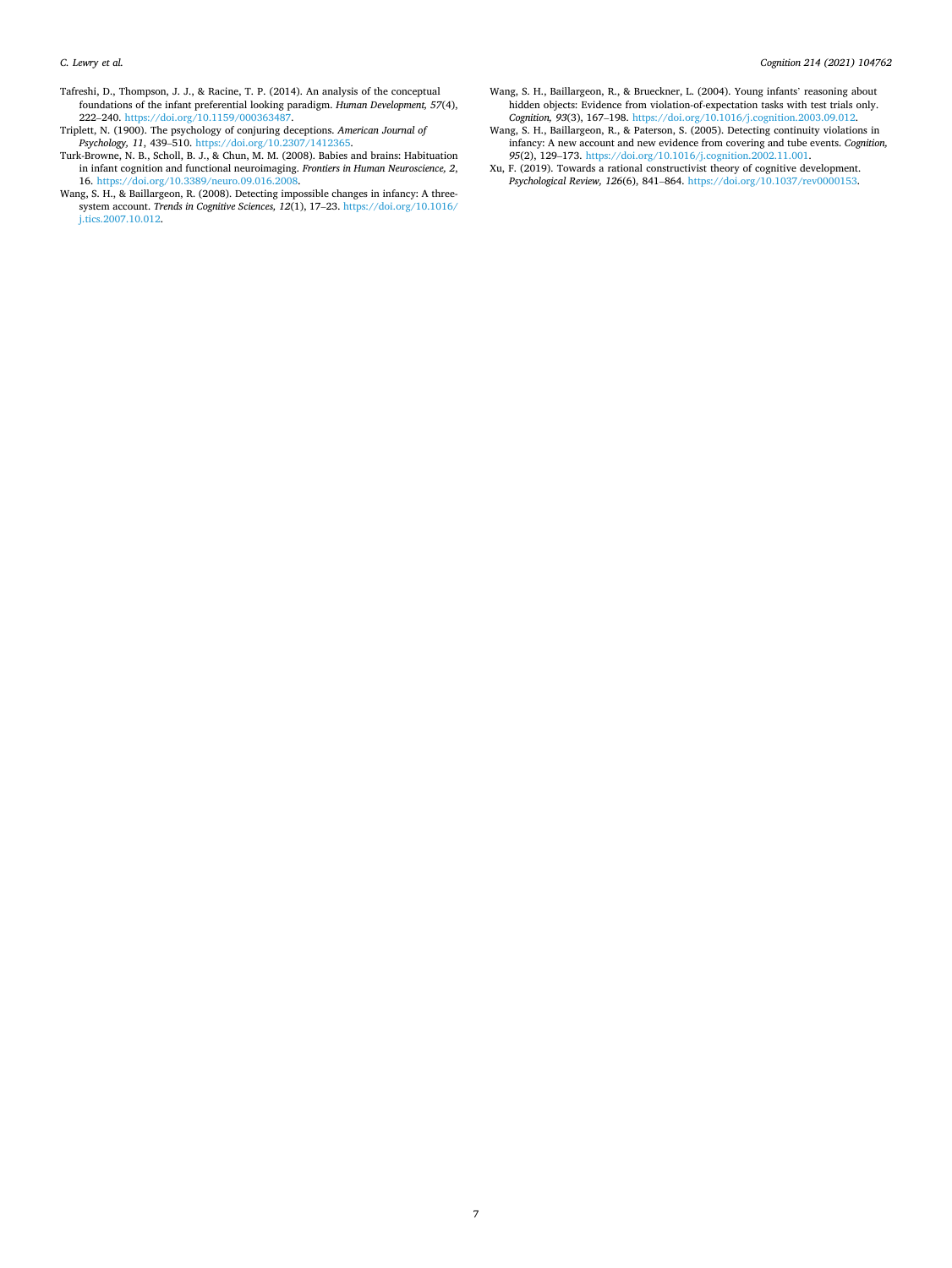Tafreshi, D., Thompson, J. J., & Racine, T. P. (2014). An analysis of the conceptual foundations of the infant preferential looking paradigm. *Human Development, 57*(4), 222–240. https://doi.org/10.1159/000363487.

Triplett, N. (1900). The psychology of conjuring deceptions. *American Journal of Psychology, 11*, 439–510. https://doi.org/10.2307/1412365.

Turk-Browne, N. B., Scholl, B. J., & Chun, M. M. (2008). Babies and brains: Habituation in infant cognition and functional neuroimaging. *Frontiers in Human Neuroscience, 2*, 16. https://doi.org/10.3389/neuro.09.016.2008.

Wang, S. H., & Baillargeon, R. (2008). Detecting impossible changes in infancy: A three-system account. *Trends in Cognitive Sciences, 12*(1), 17–23. https://doi.org/10.1016/j.tics.2007.10.012.

Wang, S. H., Baillargeon, R., & Brueckner, L. (2004). Young infants' reasoning about hidden objects: Evidence from violation-of-expectation tasks with test trials only. *Cognition, 93*(3), 167–198. https://doi.org/10.1016/j.cognition.2003.09.012.

Wang, S. H., Baillargeon, R., & Paterson, S. (2005). Detecting continuity violations in infancy: A new account and new evidence from covering and tube events. *Cognition, 95*(2), 129–173. https://doi.org/10.1016/j.cognition.2002.11.001.

Xu, F. (2019). Towards a rational constructivist theory of cognitive development. *Psychological Review, 126*(6), 841–864. https://doi.org/10.1037/rev0000153.